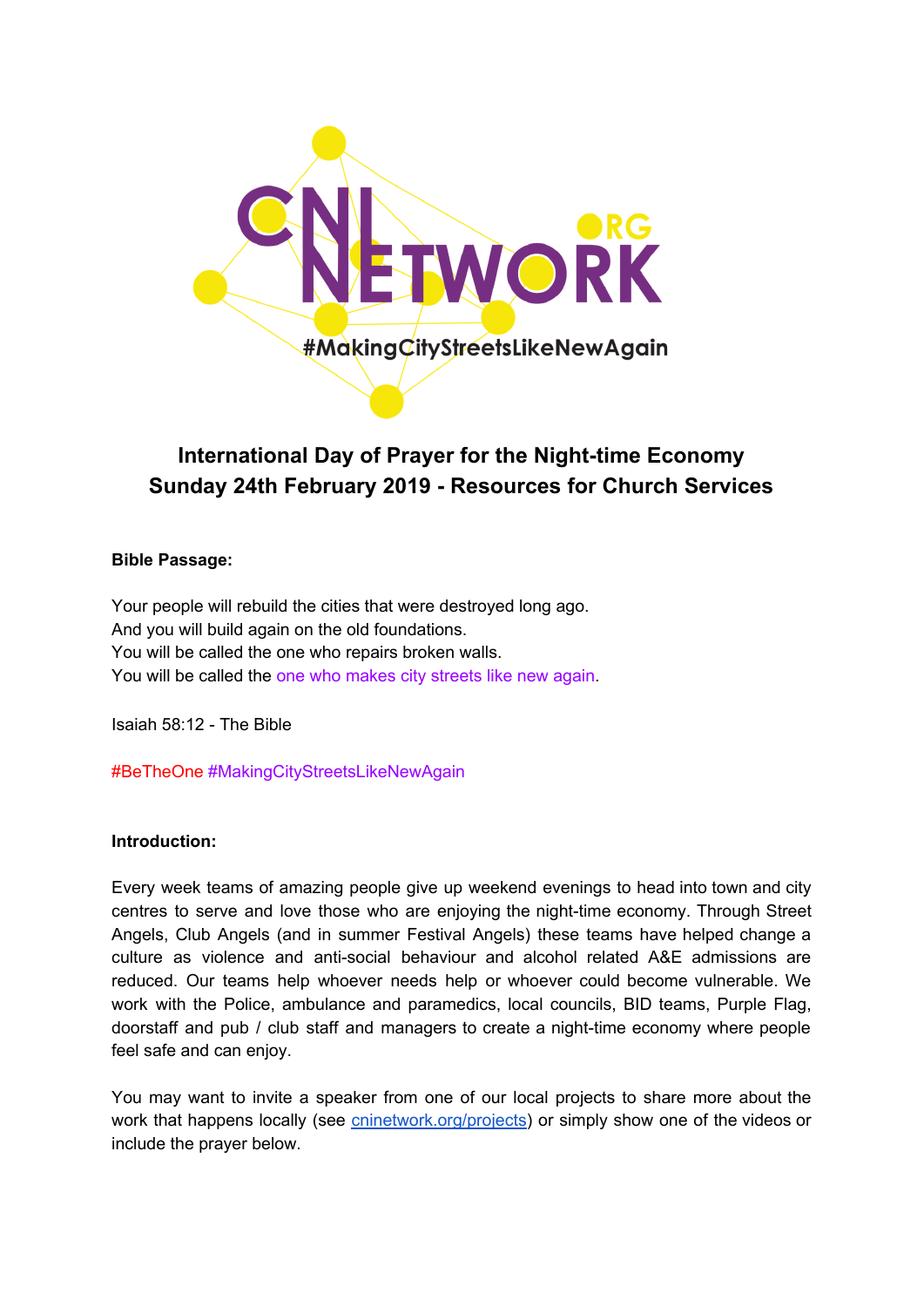CNI NETWORK .ORG

#MakingCityStreetsLikeNewAgain

## International Day of Prayer for the Night-time Economy
## Sunday 24th February 2019 - Resources for Church Services

**Bible Passage:**

Your people will rebuild the cities that were destroyed long ago.
And you will build again on the old foundations.
You will be called the one who repairs broken walls.
You will be called the one who makes city streets like new again.

Isaiah 58:12 - The Bible

#BeTheOne #MakingCityStreetsLikeNewAgain

**Introduction:**

Every week teams of amazing people give up weekend evenings to head into town and city centres to serve and love those who are enjoying the night-time economy. Through Street Angels, Club Angels (and in summer Festival Angels) these teams have helped change a culture as violence and anti-social behaviour and alcohol related A&E admissions are reduced. Our teams help whoever needs help or whoever could become vulnerable. We work with the Police, ambulance and paramedics, local councils, BID teams, Purple Flag, doorstaff and pub / club staff and managers to create a night-time economy where people feel safe and can enjoy.

You may want to invite a speaker from one of our local projects to share more about the work that happens locally (see [cninetwork.org/projects](cninetwork.org/projects)) or simply show one of the videos or include the prayer below.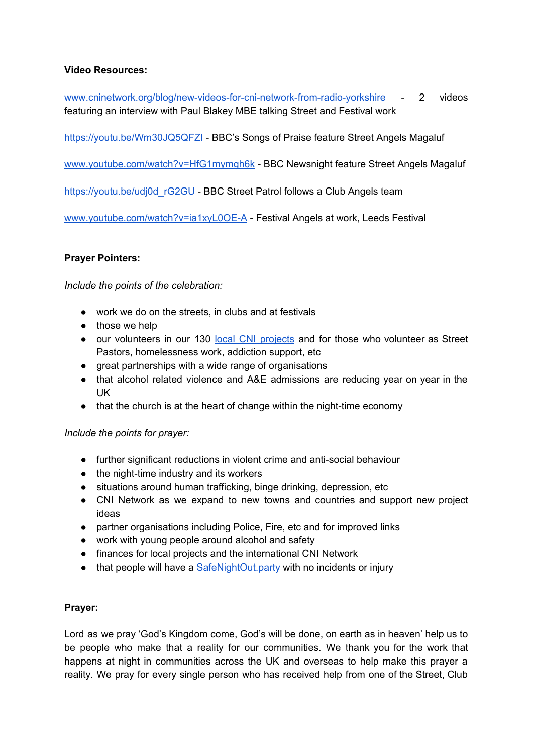**Video Resources:**

[www.cninetwork.org/blog/new-videos-for-cni-network-from-radio-yorkshire](www.cninetwork.org/blog/new-videos-for-cni-network-from-radio-yorkshire) - 2 videos featuring an interview with Paul Blakey MBE talking Street and Festival work

[https://youtu.be/Wm30JQ5QFZI](https://youtu.be/Wm30JQ5QFZI) - BBC's Songs of Praise feature Street Angels Magaluf

[www.youtube.com/watch?v=HfG1mymgh6k](www.youtube.com/watch?v=HfG1mymgh6k) - BBC Newsnight feature Street Angels Magaluf

[https://youtu.be/udj0d_rG2GU](https://youtu.be/udj0d_rG2GU) - BBC Street Patrol follows a Club Angels team

[www.youtube.com/watch?v=ia1xyL0OE-A](www.youtube.com/watch?v=ia1xyL0OE-A) - Festival Angels at work, Leeds Festival

**Prayer Pointers:**

*Include the points of the celebration:*

- work we do on the streets, in clubs and at festivals
- those we help
- our volunteers in our 130 local CNI projects and for those who volunteer as Street Pastors, homelessness work, addiction support, etc
- great partnerships with a wide range of organisations
- that alcohol related violence and A&E admissions are reducing year on year in the UK
- that the church is at the heart of change within the night-time economy

*Include the points for prayer:*

- further significant reductions in violent crime and anti-social behaviour
- the night-time industry and its workers
- situations around human trafficking, binge drinking, depression, etc
- CNI Network as we expand to new towns and countries and support new project ideas
- partner organisations including Police, Fire, etc and for improved links
- work with young people around alcohol and safety
- finances for local projects and the international CNI Network
- that people will have a SafeNightOut.party with no incidents or injury

**Prayer:**

Lord as we pray 'God's Kingdom come, God's will be done, on earth as in heaven' help us to be people who make that a reality for our communities. We thank you for the work that happens at night in communities across the UK and overseas to help make this prayer a reality. We pray for every single person who has received help from one of the Street, Club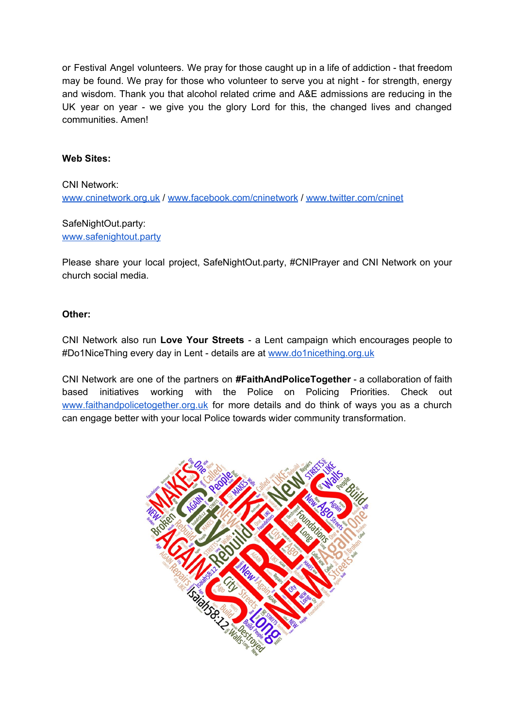or Festival Angel volunteers. We pray for those caught up in a life of addiction - that freedom may be found. We pray for those who volunteer to serve you at night - for strength, energy and wisdom. Thank you that alcohol related crime and A&E admissions are reducing in the UK year on year - we give you the glory Lord for this, the changed lives and changed communities. Amen!

**Web Sites:**

CNI Network:
www.cninetwork.org.uk / www.facebook.com/cninetwork / www.twitter.com/cninet

SafeNightOut.party:
www.safenightout.party

Please share your local project, SafeNightOut.party, #CNIPrayer and CNI Network on your church social media.

**Other:**

CNI Network also run **Love Your Streets** - a Lent campaign which encourages people to #Do1NiceThing every day in Lent - details are at www.do1nicething.org.uk

CNI Network are one of the partners on **#FaithAndPoliceTogether** - a collaboration of faith based initiatives working with the Police on Policing Priorities. Check out www.faithandpolicetogether.org.uk for more details and do think of ways you as a church can engage better with your local Police towards wider community transformation.